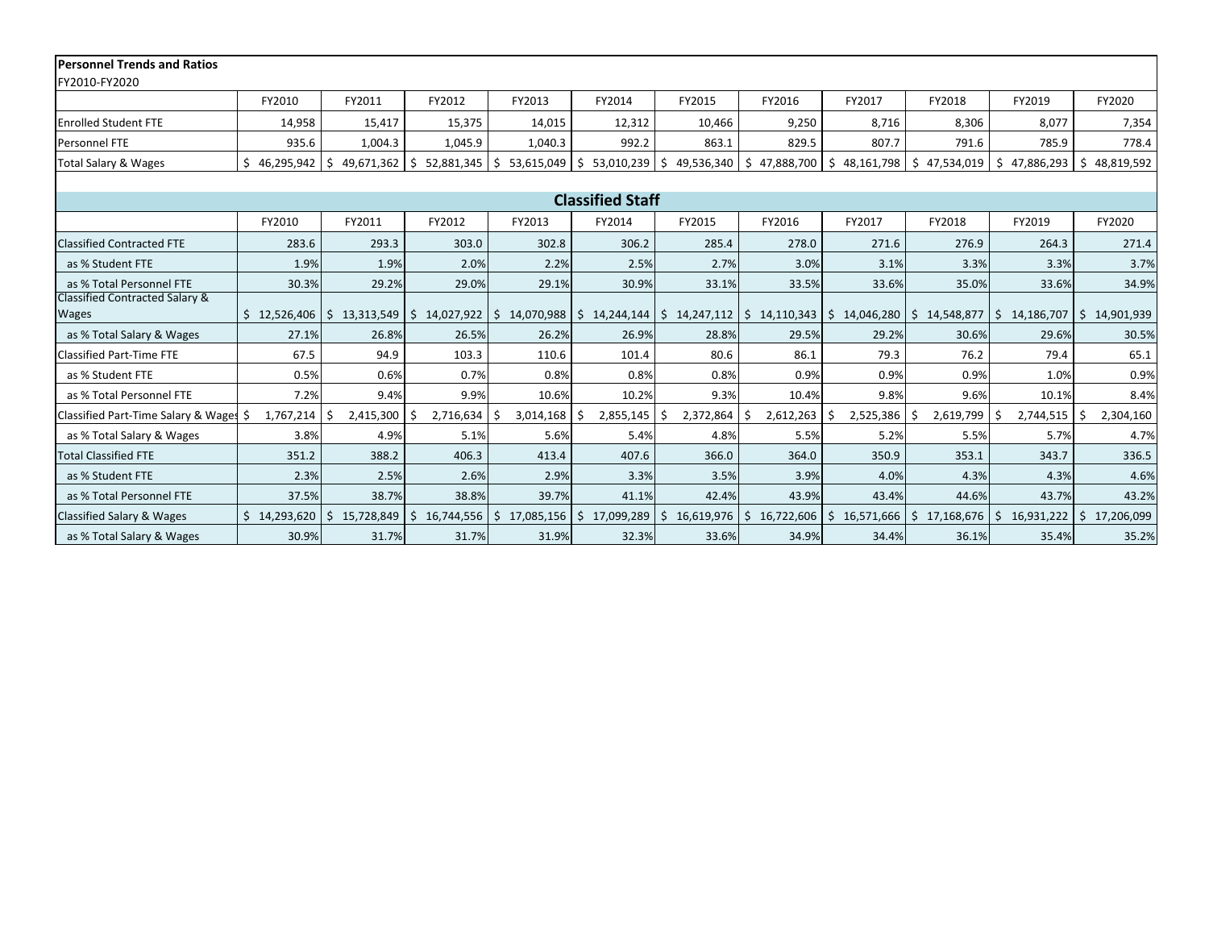**Personnel Trends and Ratios**

FY2010-FY2020

| | FY2010 | FY2011 | FY2012 | FY2013 | FY2014 | FY2015 | FY2016 | FY2017 | FY2018 | FY2019 | FY2020 |
|---|---|---|---|---|---|---|---|---|---|---|---|
| Enrolled Student FTE | 14,958 | 15,417 | 15,375 | 14,015 | 12,312 | 10,466 | 9,250 | 8,716 | 8,306 | 8,077 | 7,354 |
| Personnel FTE | 935.6 | 1,004.3 | 1,045.9 | 1,040.3 | 992.2 | 863.1 | 829.5 | 807.7 | 791.6 | 785.9 | 778.4 |
| Total Salary & Wages | $ 46,295,942 | $ 49,671,362 | $ 52,881,345 | $ 53,615,049 | $ 53,010,239 | $ 49,536,340 | $ 47,888,700 | $ 48,161,798 | $ 47,534,019 | $ 47,886,293 | $ 48,819,592 |

## Classified Staff

| | FY2010 | FY2011 | FY2012 | FY2013 | FY2014 | FY2015 | FY2016 | FY2017 | FY2018 | FY2019 | FY2020 |
|---|---|---|---|---|---|---|---|---|---|---|---|
| Classified Contracted FTE | 283.6 | 293.3 | 303.0 | 302.8 | 306.2 | 285.4 | 278.0 | 271.6 | 276.9 | 264.3 | 271.4 |
| as % Student FTE | 1.9% | 1.9% | 2.0% | 2.2% | 2.5% | 2.7% | 3.0% | 3.1% | 3.3% | 3.3% | 3.7% |
| as % Total Personnel FTE | 30.3% | 29.2% | 29.0% | 29.1% | 30.9% | 33.1% | 33.5% | 33.6% | 35.0% | 33.6% | 34.9% |
| Classified Contracted Salary & Wages | $ 12,526,406 | $ 13,313,549 | $ 14,027,922 | $ 14,070,988 | $ 14,244,144 | $ 14,247,112 | $ 14,110,343 | $ 14,046,280 | $ 14,548,877 | $ 14,186,707 | $ 14,901,939 |
| as % Total Salary & Wages | 27.1% | 26.8% | 26.5% | 26.2% | 26.9% | 28.8% | 29.5% | 29.2% | 30.6% | 29.6% | 30.5% |
| Classified Part-Time FTE | 67.5 | 94.9 | 103.3 | 110.6 | 101.4 | 80.6 | 86.1 | 79.3 | 76.2 | 79.4 | 65.1 |
| as % Student FTE | 0.5% | 0.6% | 0.7% | 0.8% | 0.8% | 0.8% | 0.9% | 0.9% | 0.9% | 1.0% | 0.9% |
| as % Total Personnel FTE | 7.2% | 9.4% | 9.9% | 10.6% | 10.2% | 9.3% | 10.4% | 9.8% | 9.6% | 10.1% | 8.4% |
| Classified Part-Time Salary & Wages | $ 1,767,214 | $ 2,415,300 | $ 2,716,634 | $ 3,014,168 | $ 2,855,145 | $ 2,372,864 | $ 2,612,263 | $ 2,525,386 | $ 2,619,799 | $ 2,744,515 | $ 2,304,160 |
| as % Total Salary & Wages | 3.8% | 4.9% | 5.1% | 5.6% | 5.4% | 4.8% | 5.5% | 5.2% | 5.5% | 5.7% | 4.7% |
| Total Classified FTE | 351.2 | 388.2 | 406.3 | 413.4 | 407.6 | 366.0 | 364.0 | 350.9 | 353.1 | 343.7 | 336.5 |
| as % Student FTE | 2.3% | 2.5% | 2.6% | 2.9% | 3.3% | 3.5% | 3.9% | 4.0% | 4.3% | 4.3% | 4.6% |
| as % Total Personnel FTE | 37.5% | 38.7% | 38.8% | 39.7% | 41.1% | 42.4% | 43.9% | 43.4% | 44.6% | 43.7% | 43.2% |
| Classified Salary & Wages | $ 14,293,620 | $ 15,728,849 | $ 16,744,556 | $ 17,085,156 | $ 17,099,289 | $ 16,619,976 | $ 16,722,606 | $ 16,571,666 | $ 17,168,676 | $ 16,931,222 | $ 17,206,099 |
| as % Total Salary & Wages | 30.9% | 31.7% | 31.7% | 31.9% | 32.3% | 33.6% | 34.9% | 34.4% | 36.1% | 35.4% | 35.2% |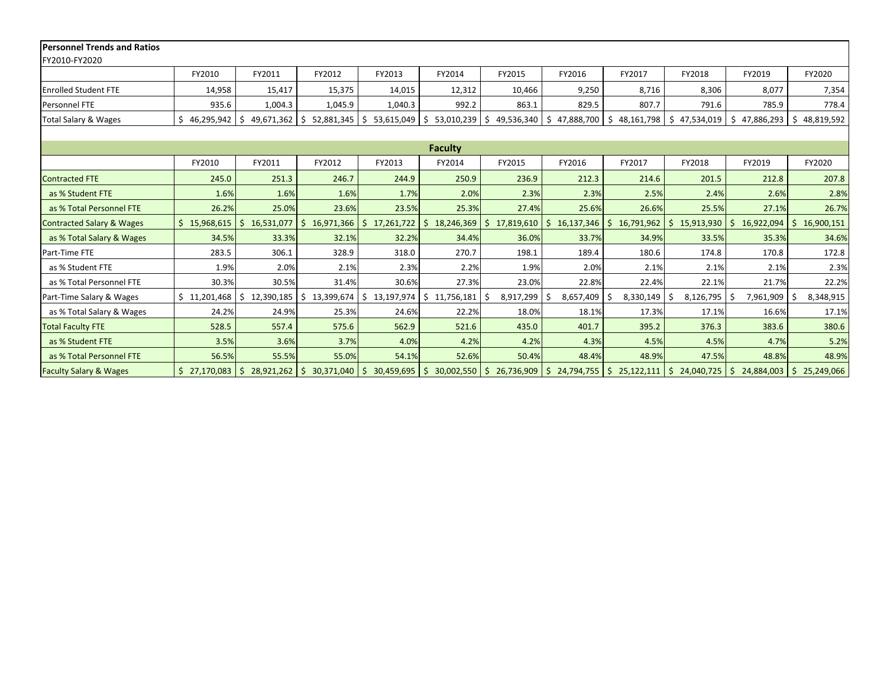**Personnel Trends and Ratios**

FY2010-FY2020

| | FY2010 | FY2011 | FY2012 | FY2013 | FY2014 | FY2015 | FY2016 | FY2017 | FY2018 | FY2019 | FY2020 |
|---|---|---|---|---|---|---|---|---|---|---|---|
| Enrolled Student FTE | 14,958 | 15,417 | 15,375 | 14,015 | 12,312 | 10,466 | 9,250 | 8,716 | 8,306 | 8,077 | 7,354 |
| Personnel FTE | 935.6 | 1,004.3 | 1,045.9 | 1,040.3 | 992.2 | 863.1 | 829.5 | 807.7 | 791.6 | 785.9 | 778.4 |
| Total Salary & Wages | $ 46,295,942 | $ 49,671,362 | $ 52,881,345 | $ 53,615,049 | $ 53,010,239 | $ 49,536,340 | $ 47,888,700 | $ 48,161,798 | $ 47,534,019 | $ 47,886,293 | $ 48,819,592 |

**Faculty**

| | FY2010 | FY2011 | FY2012 | FY2013 | FY2014 | FY2015 | FY2016 | FY2017 | FY2018 | FY2019 | FY2020 |
|---|---|---|---|---|---|---|---|---|---|---|---|
| Contracted FTE | 245.0 | 251.3 | 246.7 | 244.9 | 250.9 | 236.9 | 212.3 | 214.6 | 201.5 | 212.8 | 207.8 |
| as % Student FTE | 1.6% | 1.6% | 1.6% | 1.7% | 2.0% | 2.3% | 2.3% | 2.5% | 2.4% | 2.6% | 2.8% |
| as % Total Personnel FTE | 26.2% | 25.0% | 23.6% | 23.5% | 25.3% | 27.4% | 25.6% | 26.6% | 25.5% | 27.1% | 26.7% |
| Contracted Salary & Wages | $ 15,968,615 | $ 16,531,077 | $ 16,971,366 | $ 17,261,722 | $ 18,246,369 | $ 17,819,610 | $ 16,137,346 | $ 16,791,962 | $ 15,913,930 | $ 16,922,094 | $ 16,900,151 |
| as % Total Salary & Wages | 34.5% | 33.3% | 32.1% | 32.2% | 34.4% | 36.0% | 33.7% | 34.9% | 33.5% | 35.3% | 34.6% |
| Part-Time FTE | 283.5 | 306.1 | 328.9 | 318.0 | 270.7 | 198.1 | 189.4 | 180.6 | 174.8 | 170.8 | 172.8 |
| as % Student FTE | 1.9% | 2.0% | 2.1% | 2.3% | 2.2% | 1.9% | 2.0% | 2.1% | 2.1% | 2.1% | 2.3% |
| as % Total Personnel FTE | 30.3% | 30.5% | 31.4% | 30.6% | 27.3% | 23.0% | 22.8% | 22.4% | 22.1% | 21.7% | 22.2% |
| Part-Time Salary & Wages | $ 11,201,468 | $ 12,390,185 | $ 13,399,674 | $ 13,197,974 | $ 11,756,181 | $ 8,917,299 | $ 8,657,409 | $ 8,330,149 | $ 8,126,795 | $ 7,961,909 | $ 8,348,915 |
| as % Total Salary & Wages | 24.2% | 24.9% | 25.3% | 24.6% | 22.2% | 18.0% | 18.1% | 17.3% | 17.1% | 16.6% | 17.1% |
| Total Faculty FTE | 528.5 | 557.4 | 575.6 | 562.9 | 521.6 | 435.0 | 401.7 | 395.2 | 376.3 | 383.6 | 380.6 |
| as % Student FTE | 3.5% | 3.6% | 3.7% | 4.0% | 4.2% | 4.2% | 4.3% | 4.5% | 4.5% | 4.7% | 5.2% |
| as % Total Personnel FTE | 56.5% | 55.5% | 55.0% | 54.1% | 52.6% | 50.4% | 48.4% | 48.9% | 47.5% | 48.8% | 48.9% |
| Faculty Salary & Wages | $ 27,170,083 | $ 28,921,262 | $ 30,371,040 | $ 30,459,695 | $ 30,002,550 | $ 26,736,909 | $ 24,794,755 | $ 25,122,111 | $ 24,040,725 | $ 24,884,003 | $ 25,249,066 |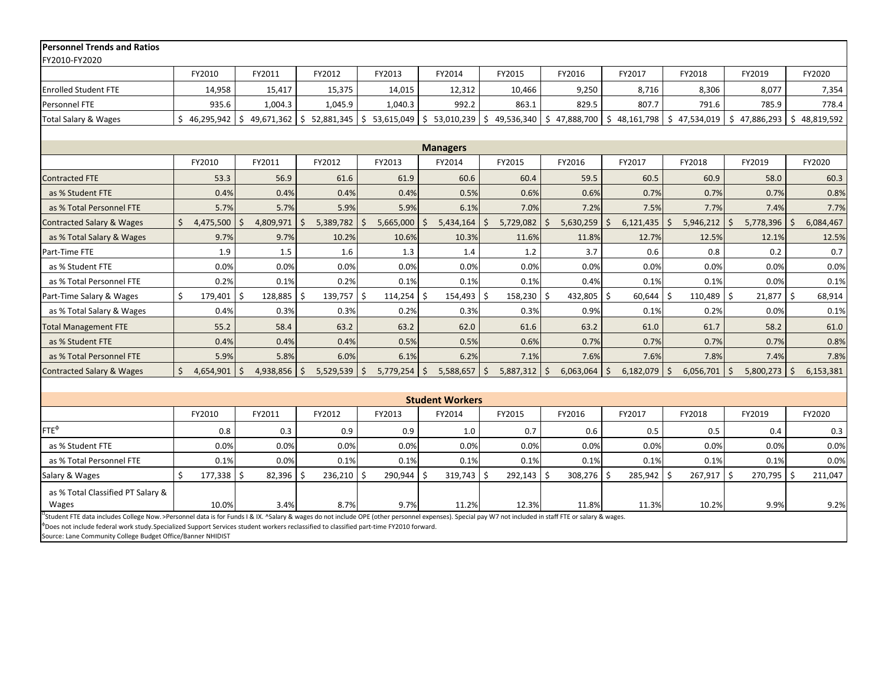**Personnel Trends and Ratios**

FY2010-FY2020

| | FY2010 | FY2011 | FY2012 | FY2013 | FY2014 | FY2015 | FY2016 | FY2017 | FY2018 | FY2019 | FY2020 |
|---|---|---|---|---|---|---|---|---|---|---|---|
| Enrolled Student FTE | 14,958 | 15,417 | 15,375 | 14,015 | 12,312 | 10,466 | 9,250 | 8,716 | 8,306 | 8,077 | 7,354 |
| Personnel FTE | 935.6 | 1,004.3 | 1,045.9 | 1,040.3 | 992.2 | 863.1 | 829.5 | 807.7 | 791.6 | 785.9 | 778.4 |
| Total Salary & Wages | $ 46,295,942 | $ 49,671,362 | $ 52,881,345 | $ 53,615,049 | $ 53,010,239 | $ 49,536,340 | $ 47,888,700 | $ 48,161,798 | $ 47,534,019 | $ 47,886,293 | $ 48,819,592 |

**Managers**

| | FY2010 | FY2011 | FY2012 | FY2013 | FY2014 | FY2015 | FY2016 | FY2017 | FY2018 | FY2019 | FY2020 |
|---|---|---|---|---|---|---|---|---|---|---|---|
| Contracted FTE | 53.3 | 56.9 | 61.6 | 61.9 | 60.6 | 60.4 | 59.5 | 60.5 | 60.9 | 58.0 | 60.3 |
| as % Student FTE | 0.4% | 0.4% | 0.4% | 0.4% | 0.5% | 0.6% | 0.6% | 0.7% | 0.7% | 0.7% | 0.8% |
| as % Total Personnel FTE | 5.7% | 5.7% | 5.9% | 5.9% | 6.1% | 7.0% | 7.2% | 7.5% | 7.7% | 7.4% | 7.7% |
| Contracted Salary & Wages | $ 4,475,500 | $ 4,809,971 | $ 5,389,782 | $ 5,665,000 | $ 5,434,164 | $ 5,729,082 | $ 5,630,259 | $ 6,121,435 | $ 5,946,212 | $ 5,778,396 | $ 6,084,467 |
| as % Total Salary & Wages | 9.7% | 9.7% | 10.2% | 10.6% | 10.3% | 11.6% | 11.8% | 12.7% | 12.5% | 12.1% | 12.5% |
| Part-Time FTE | 1.9 | 1.5 | 1.6 | 1.3 | 1.4 | 1.2 | 3.7 | 0.6 | 0.8 | 0.2 | 0.7 |
| as % Student FTE | 0.0% | 0.0% | 0.0% | 0.0% | 0.0% | 0.0% | 0.0% | 0.0% | 0.0% | 0.0% | 0.0% |
| as % Total Personnel FTE | 0.2% | 0.1% | 0.2% | 0.1% | 0.1% | 0.1% | 0.4% | 0.1% | 0.1% | 0.0% | 0.1% |
| Part-Time Salary & Wages | $ 179,401 | $ 128,885 | $ 139,757 | $ 114,254 | $ 154,493 | $ 158,230 | $ 432,805 | $ 60,644 | $ 110,489 | $ 21,877 | $ 68,914 |
| as % Total Salary & Wages | 0.4% | 0.3% | 0.3% | 0.2% | 0.3% | 0.3% | 0.9% | 0.1% | 0.2% | 0.0% | 0.1% |
| Total Management FTE | 55.2 | 58.4 | 63.2 | 63.2 | 62.0 | 61.6 | 63.2 | 61.0 | 61.7 | 58.2 | 61.0 |
| as % Student FTE | 0.4% | 0.4% | 0.4% | 0.5% | 0.5% | 0.6% | 0.7% | 0.7% | 0.7% | 0.7% | 0.8% |
| as % Total Personnel FTE | 5.9% | 5.8% | 6.0% | 6.1% | 6.2% | 7.1% | 7.6% | 7.6% | 7.8% | 7.4% | 7.8% |
| Contracted Salary & Wages | $ 4,654,901 | $ 4,938,856 | $ 5,529,539 | $ 5,779,254 | $ 5,588,657 | $ 5,887,312 | $ 6,063,064 | $ 6,182,079 | $ 6,056,701 | $ 5,800,273 | $ 6,153,381 |

**Student Workers**

| | FY2010 | FY2011 | FY2012 | FY2013 | FY2014 | FY2015 | FY2016 | FY2017 | FY2018 | FY2019 | FY2020 |
|---|---|---|---|---|---|---|---|---|---|---|---|
| FTE[Φ] | 0.8 | 0.3 | 0.9 | 0.9 | 1.0 | 0.7 | 0.6 | 0.5 | 0.5 | 0.4 | 0.3 |
| as % Student FTE | 0.0% | 0.0% | 0.0% | 0.0% | 0.0% | 0.0% | 0.0% | 0.0% | 0.0% | 0.0% | 0.0% |
| as % Total Personnel FTE | 0.1% | 0.0% | 0.1% | 0.1% | 0.1% | 0.1% | 0.1% | 0.1% | 0.1% | 0.1% | 0.0% |
| Salary & Wages | $ 177,338 | $ 82,396 | $ 236,210 | $ 290,944 | $ 319,743 | $ 292,143 | $ 308,276 | $ 285,942 | $ 267,917 | $ 270,795 | $ 211,047 |
| as % Total Classified PT Salary & Wages | 10.0% | 3.4% | 8.7% | 9.7% | 11.2% | 12.3% | 11.8% | 11.3% | 10.2% | 9.9% | 9.2% |

[Ω]Student FTE data includes College Now. >Personnel data is for Funds I & IX. ^Salary & wages do not include OPE (other personnel expenses). Special pay W7 not included in staff FTE or salary & wages.

[Φ]Does not include federal work study. Specialized Support Services student workers reclassified to classified part-time FY2010 forward.

Source: Lane Community College Budget Office/Banner NHIDIST